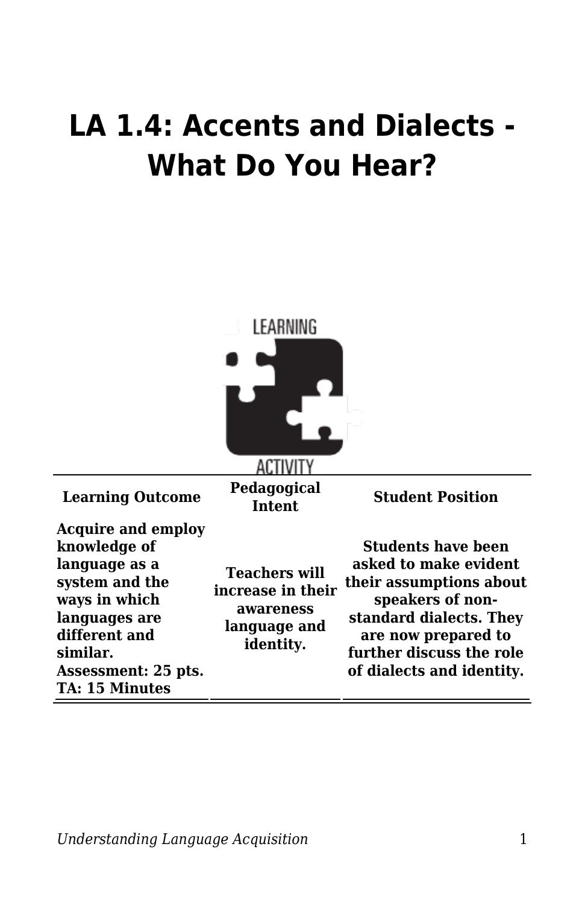# LA 1.4: Accents and Dialects - What Do You Hear?

| Learning Outcome | Pedagogical Intent | Student Position |
|---|---|---|
| **Acquire and employ knowledge of language as a system and the ways in which languages are different and similar. Assessment: 25 pts. TA: 15 Minutes** | **Teachers will increase in their awareness language and identity.** | **Students have been asked to make evident their assumptions about speakers of non-standard dialects. They are now prepared to further discuss the role of dialects and identity.** |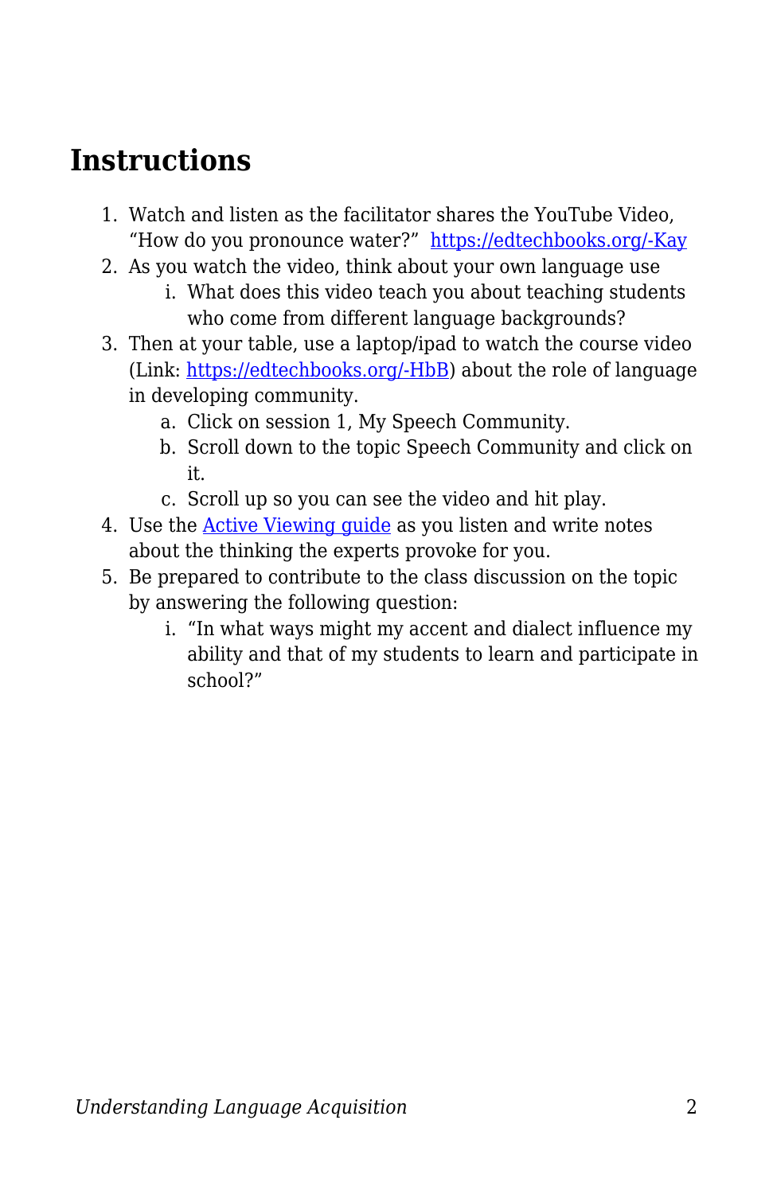# Instructions

1. Watch and listen as the facilitator shares the YouTube Video, "How do you pronounce water?" [https://edtechbooks.org/-Kay](https://edtechbooks.org/-Kay)
2. As you watch the video, think about your own language use
   i. What does this video teach you about teaching students who come from different language backgrounds?
3. Then at your table, use a laptop/ipad to watch the course video (Link: [https://edtechbooks.org/-HbB](https://edtechbooks.org/-HbB)) about the role of language in developing community.
   a. Click on session 1, My Speech Community.
   b. Scroll down to the topic Speech Community and click on it.
   c. Scroll up so you can see the video and hit play.
4. Use the [Active Viewing guide]() as you listen and write notes about the thinking the experts provoke for you.
5. Be prepared to contribute to the class discussion on the topic by answering the following question:
   i. "In what ways might my accent and dialect influence my ability and that of my students to learn and participate in school?"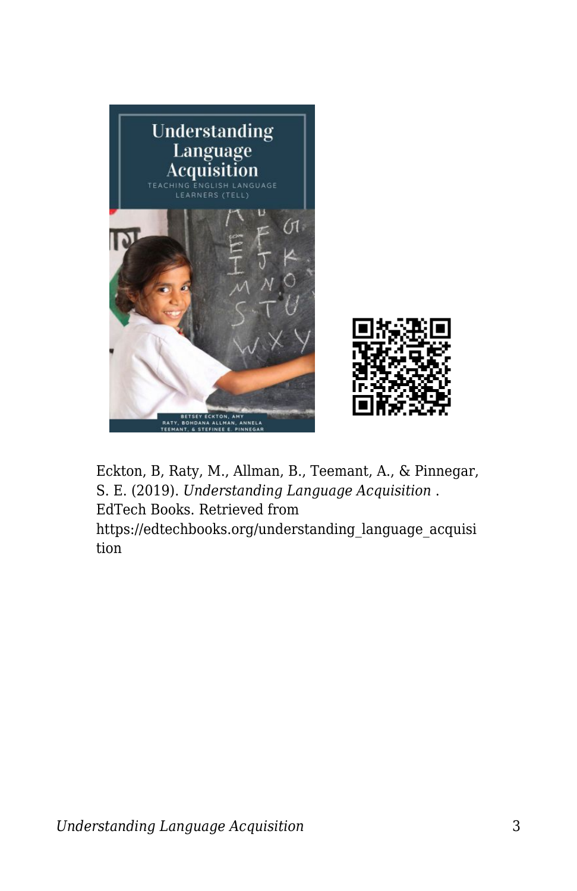Eckton, B, Raty, M., Allman, B., Teemant, A., & Pinnegar, S. E. (2019). *Understanding Language Acquisition* . EdTech Books. Retrieved from https://edtechbooks.org/understanding_language_acquisition